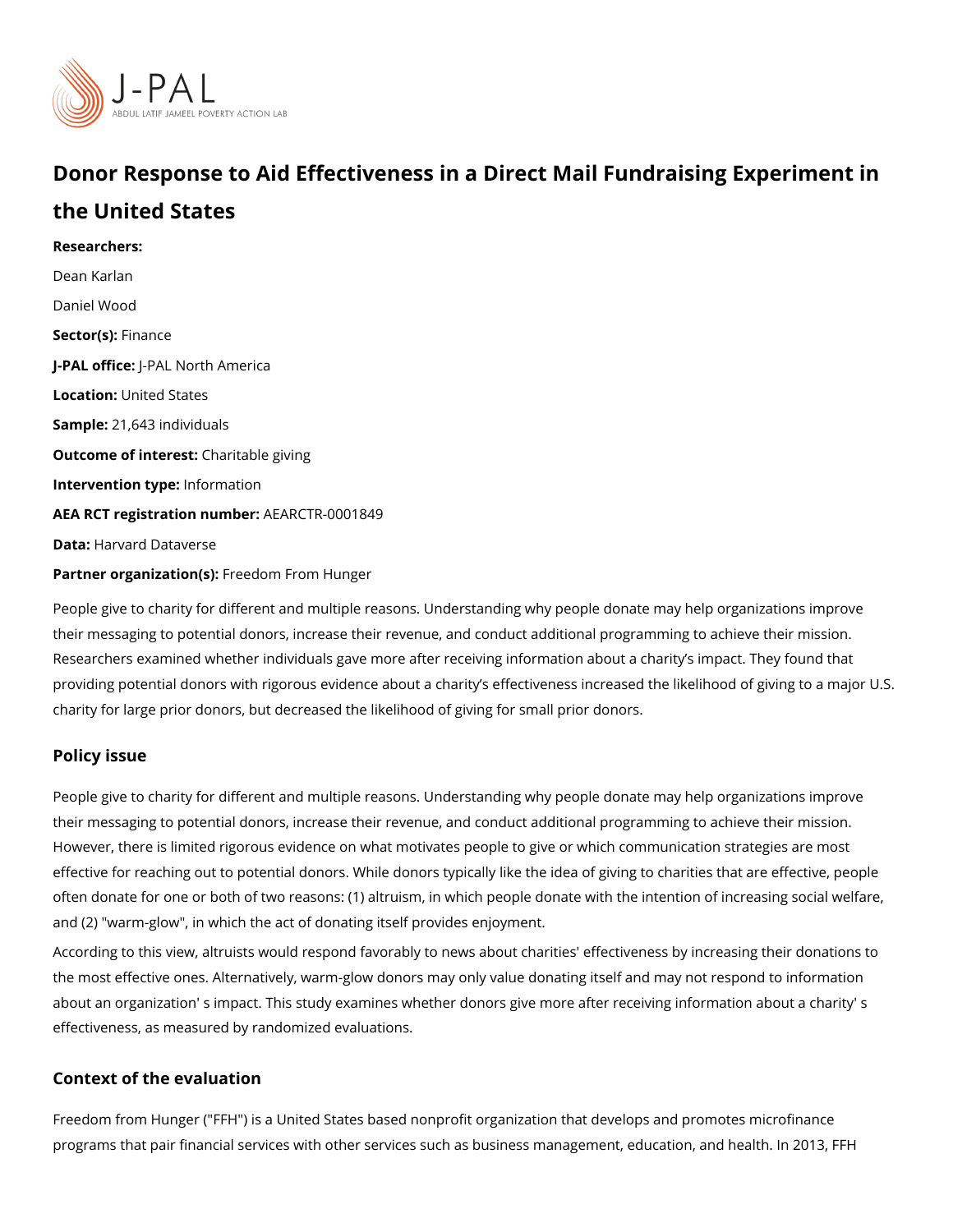# Donor Response to Aid Effectiveness in a Direct Mail Fundraising Experiment in the United States

**Researchers:**

Dean Karlan

Daniel Wood

**Sector(s):** Finance

**J-PAL office:** J-PAL North America

**Location:** United States

**Sample:** 21,643 individuals

**Outcome of interest:** Charitable giving

**Intervention type:** Information

**AEA RCT registration number:** AEARCTR-0001849

**Data:** Harvard Dataverse

**Partner organization(s):** Freedom From Hunger

People give to charity for different and multiple reasons. Understanding why people donate may help organizations improve their messaging to potential donors, increase their revenue, and conduct additional programming to achieve their mission. Researchers examined whether individuals gave more after receiving information about a charity's impact. They found that providing potential donors with rigorous evidence about a charity's effectiveness increased the likelihood of giving to a major U.S. charity for large prior donors, but decreased the likelihood of giving for small prior donors.

## Policy issue

People give to charity for different and multiple reasons. Understanding why people donate may help organizations improve their messaging to potential donors, increase their revenue, and conduct additional programming to achieve their mission. However, there is limited rigorous evidence on what motivates people to give or which communication strategies are most effective for reaching out to potential donors. While donors typically like the idea of giving to charities that are effective, people often donate for one or both of two reasons: (1) altruism, in which people donate with the intention of increasing social welfare, and (2) "warm-glow", in which the act of donating itself provides enjoyment.

According to this view, altruists would respond favorably to news about charities' effectiveness by increasing their donations to the most effective ones. Alternatively, warm-glow donors may only value donating itself and may not respond to information about an organization' s impact. This study examines whether donors give more after receiving information about a charity' s effectiveness, as measured by randomized evaluations.

## Context of the evaluation

Freedom from Hunger ("FFH") is a United States based nonprofit organization that develops and promotes microfinance programs that pair financial services with other services such as business management, education, and health. In 2013, FFH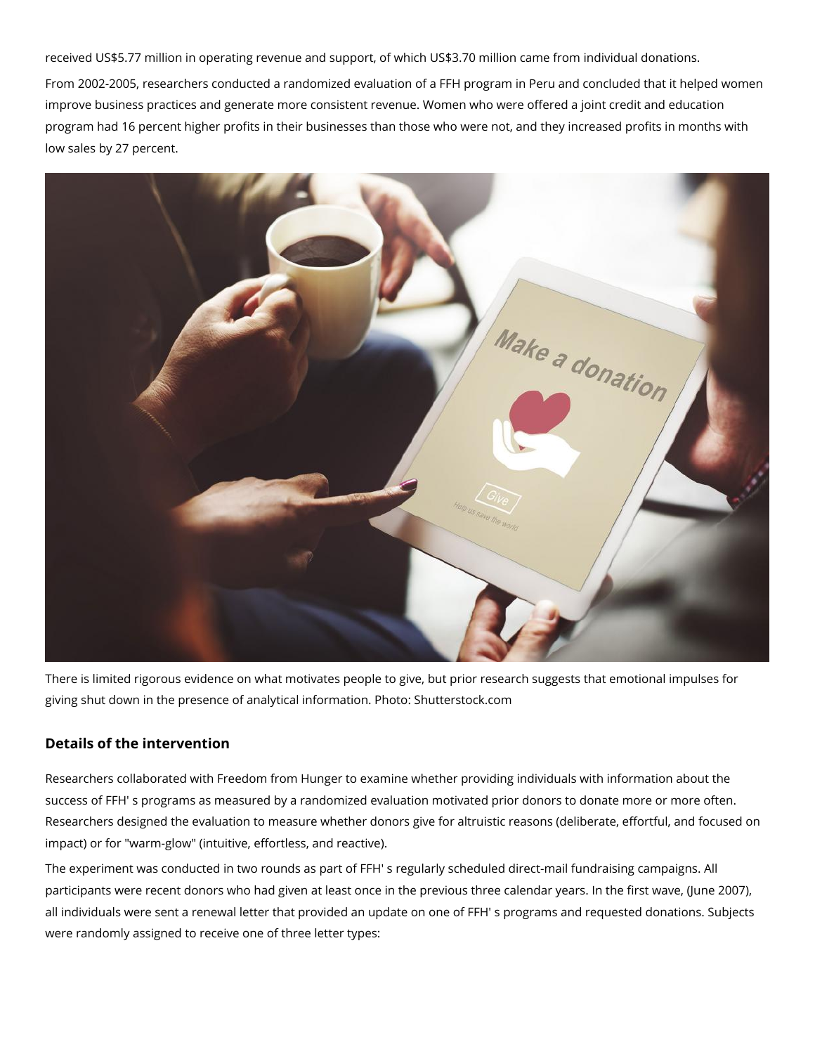received US$5.77 million in operating revenue and support, of which US$3.70 million came from individual donations.

From 2002-2005, researchers conducted a randomized evaluation of a FFH program in Peru and concluded that it helped women improve business practices and generate more consistent revenue. Women who were offered a joint credit and education program had 16 percent higher profits in their businesses than those who were not, and they increased profits in months with low sales by 27 percent.

There is limited rigorous evidence on what motivates people to give, but prior research suggests that emotional impulses for giving shut down in the presence of analytical information. Photo: Shutterstock.com

## Details of the intervention

Researchers collaborated with Freedom from Hunger to examine whether providing individuals with information about the success of FFH' s programs as measured by a randomized evaluation motivated prior donors to donate more or more often. Researchers designed the evaluation to measure whether donors give for altruistic reasons (deliberate, effortful, and focused on impact) or for "warm-glow" (intuitive, effortless, and reactive).

The experiment was conducted in two rounds as part of FFH' s regularly scheduled direct-mail fundraising campaigns. All participants were recent donors who had given at least once in the previous three calendar years. In the first wave, (June 2007), all individuals were sent a renewal letter that provided an update on one of FFH' s programs and requested donations. Subjects were randomly assigned to receive one of three letter types: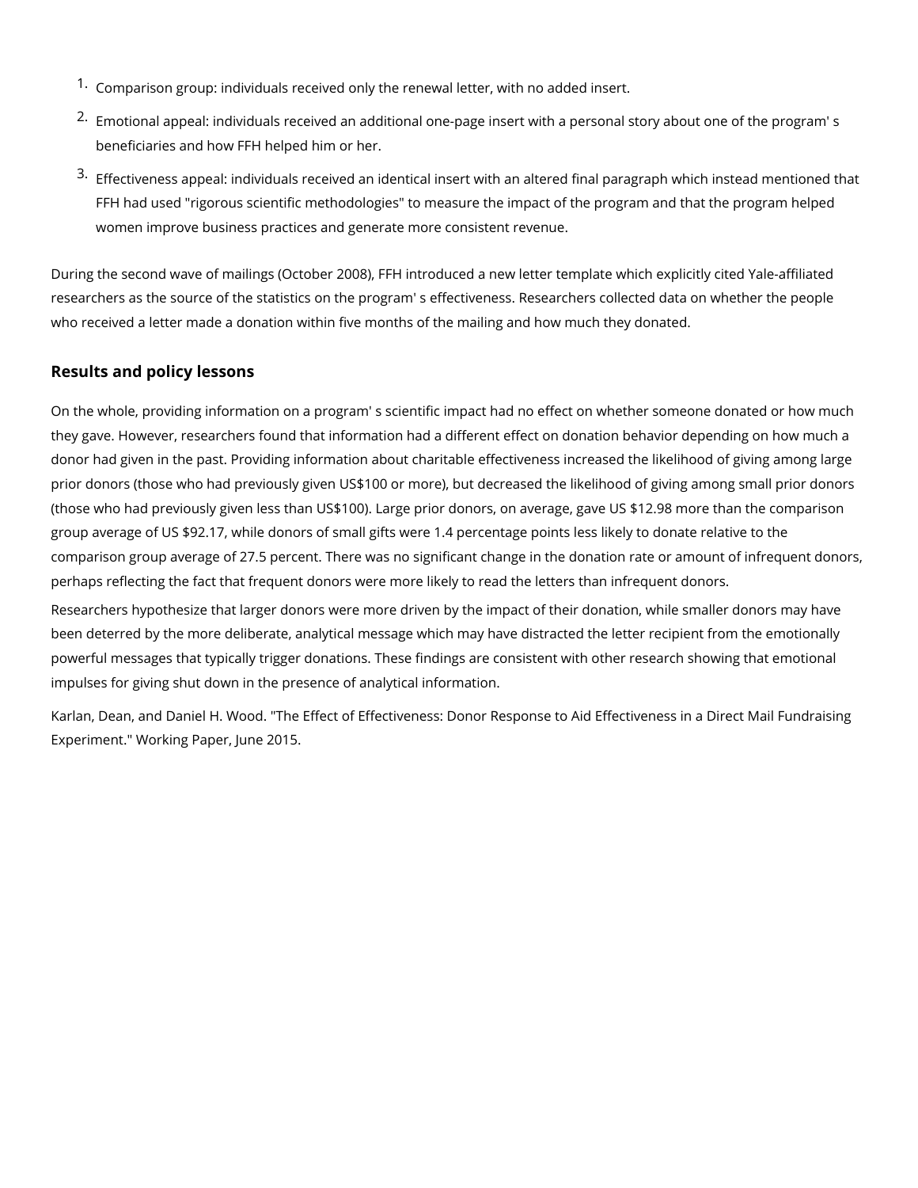1. Comparison group: individuals received only the renewal letter, with no added insert.
2. Emotional appeal: individuals received an additional one-page insert with a personal story about one of the program' s beneficiaries and how FFH helped him or her.
3. Effectiveness appeal: individuals received an identical insert with an altered final paragraph which instead mentioned that FFH had used "rigorous scientific methodologies" to measure the impact of the program and that the program helped women improve business practices and generate more consistent revenue.

During the second wave of mailings (October 2008), FFH introduced a new letter template which explicitly cited Yale-affiliated researchers as the source of the statistics on the program' s effectiveness. Researchers collected data on whether the people who received a letter made a donation within five months of the mailing and how much they donated.

## Results and policy lessons

On the whole, providing information on a program' s scientific impact had no effect on whether someone donated or how much they gave. However, researchers found that information had a different effect on donation behavior depending on how much a donor had given in the past. Providing information about charitable effectiveness increased the likelihood of giving among large prior donors (those who had previously given US$100 or more), but decreased the likelihood of giving among small prior donors (those who had previously given less than US$100). Large prior donors, on average, gave US $12.98 more than the comparison group average of US $92.17, while donors of small gifts were 1.4 percentage points less likely to donate relative to the comparison group average of 27.5 percent. There was no significant change in the donation rate or amount of infrequent donors, perhaps reflecting the fact that frequent donors were more likely to read the letters than infrequent donors.

Researchers hypothesize that larger donors were more driven by the impact of their donation, while smaller donors may have been deterred by the more deliberate, analytical message which may have distracted the letter recipient from the emotionally powerful messages that typically trigger donations. These findings are consistent with other research showing that emotional impulses for giving shut down in the presence of analytical information.

Karlan, Dean, and Daniel H. Wood. "The Effect of Effectiveness: Donor Response to Aid Effectiveness in a Direct Mail Fundraising Experiment." Working Paper, June 2015.